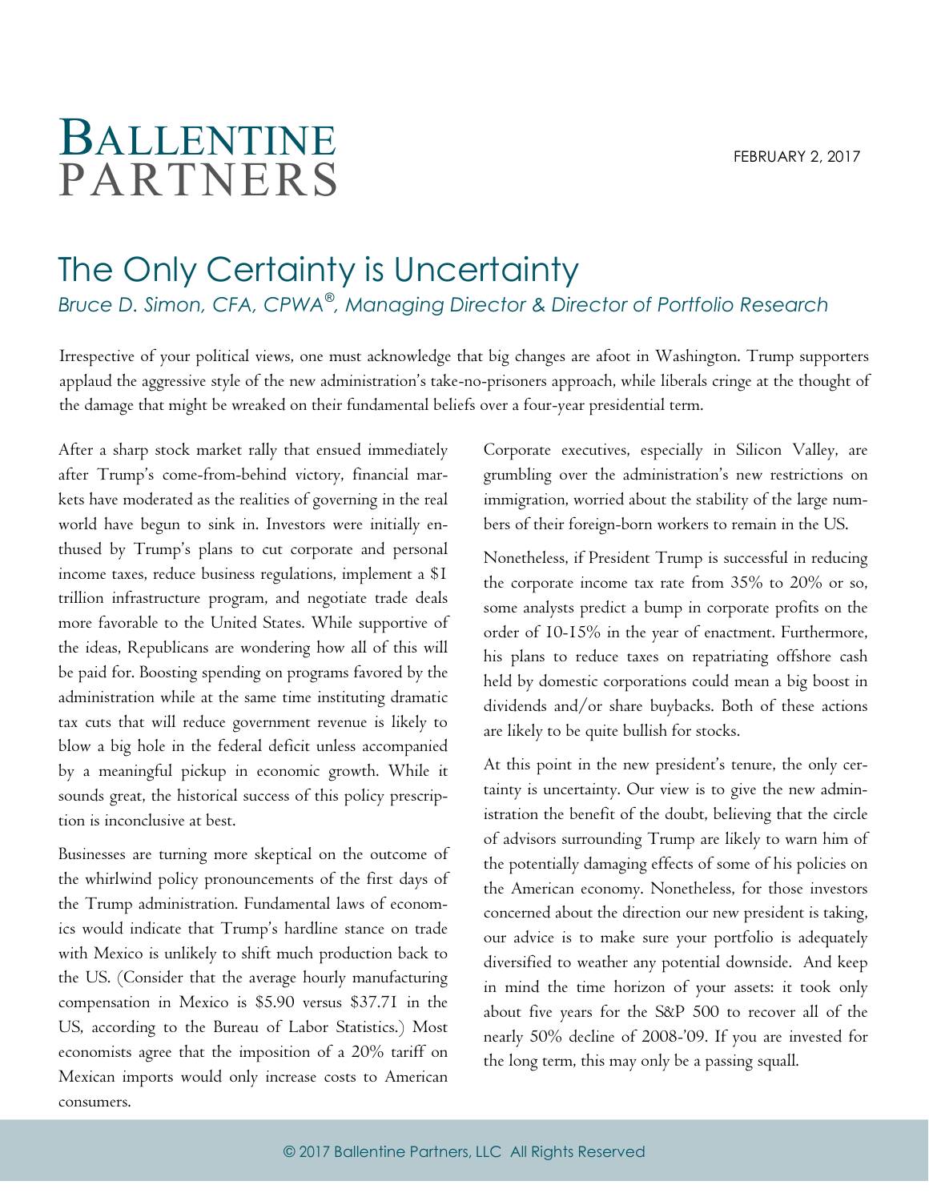BALLENTINE PARTNERS

FEBRUARY 2, 2017

# The Only Certainty is Uncertainty

*Bruce D. Simon, CFA, CPWA®, Managing Director & Director of Portfolio Research*

Irrespective of your political views, one must acknowledge that big changes are afoot in Washington. Trump supporters applaud the aggressive style of the new administration's take-no-prisoners approach, while liberals cringe at the thought of the damage that might be wreaked on their fundamental beliefs over a four-year presidential term.

After a sharp stock market rally that ensued immediately after Trump's come-from-behind victory, financial markets have moderated as the realities of governing in the real world have begun to sink in. Investors were initially enthused by Trump's plans to cut corporate and personal income taxes, reduce business regulations, implement a $1 trillion infrastructure program, and negotiate trade deals more favorable to the United States. While supportive of the ideas, Republicans are wondering how all of this will be paid for. Boosting spending on programs favored by the administration while at the same time instituting dramatic tax cuts that will reduce government revenue is likely to blow a big hole in the federal deficit unless accompanied by a meaningful pickup in economic growth. While it sounds great, the historical success of this policy prescription is inconclusive at best.

Businesses are turning more skeptical on the outcome of the whirlwind policy pronouncements of the first days of the Trump administration. Fundamental laws of economics would indicate that Trump's hardline stance on trade with Mexico is unlikely to shift much production back to the US. (Consider that the average hourly manufacturing compensation in Mexico is $5.90 versus $37.71 in the US, according to the Bureau of Labor Statistics.) Most economists agree that the imposition of a 20% tariff on Mexican imports would only increase costs to American consumers.

Corporate executives, especially in Silicon Valley, are grumbling over the administration's new restrictions on immigration, worried about the stability of the large numbers of their foreign-born workers to remain in the US.

Nonetheless, if President Trump is successful in reducing the corporate income tax rate from 35% to 20% or so, some analysts predict a bump in corporate profits on the order of 10-15% in the year of enactment. Furthermore, his plans to reduce taxes on repatriating offshore cash held by domestic corporations could mean a big boost in dividends and/or share buybacks. Both of these actions are likely to be quite bullish for stocks.

At this point in the new president's tenure, the only certainty is uncertainty. Our view is to give the new administration the benefit of the doubt, believing that the circle of advisors surrounding Trump are likely to warn him of the potentially damaging effects of some of his policies on the American economy. Nonetheless, for those investors concerned about the direction our new president is taking, our advice is to make sure your portfolio is adequately diversified to weather any potential downside. And keep in mind the time horizon of your assets: it took only about five years for the S&P 500 to recover all of the nearly 50% decline of 2008-'09. If you are invested for the long term, this may only be a passing squall.

© 2017 Ballentine Partners, LLC All Rights Reserved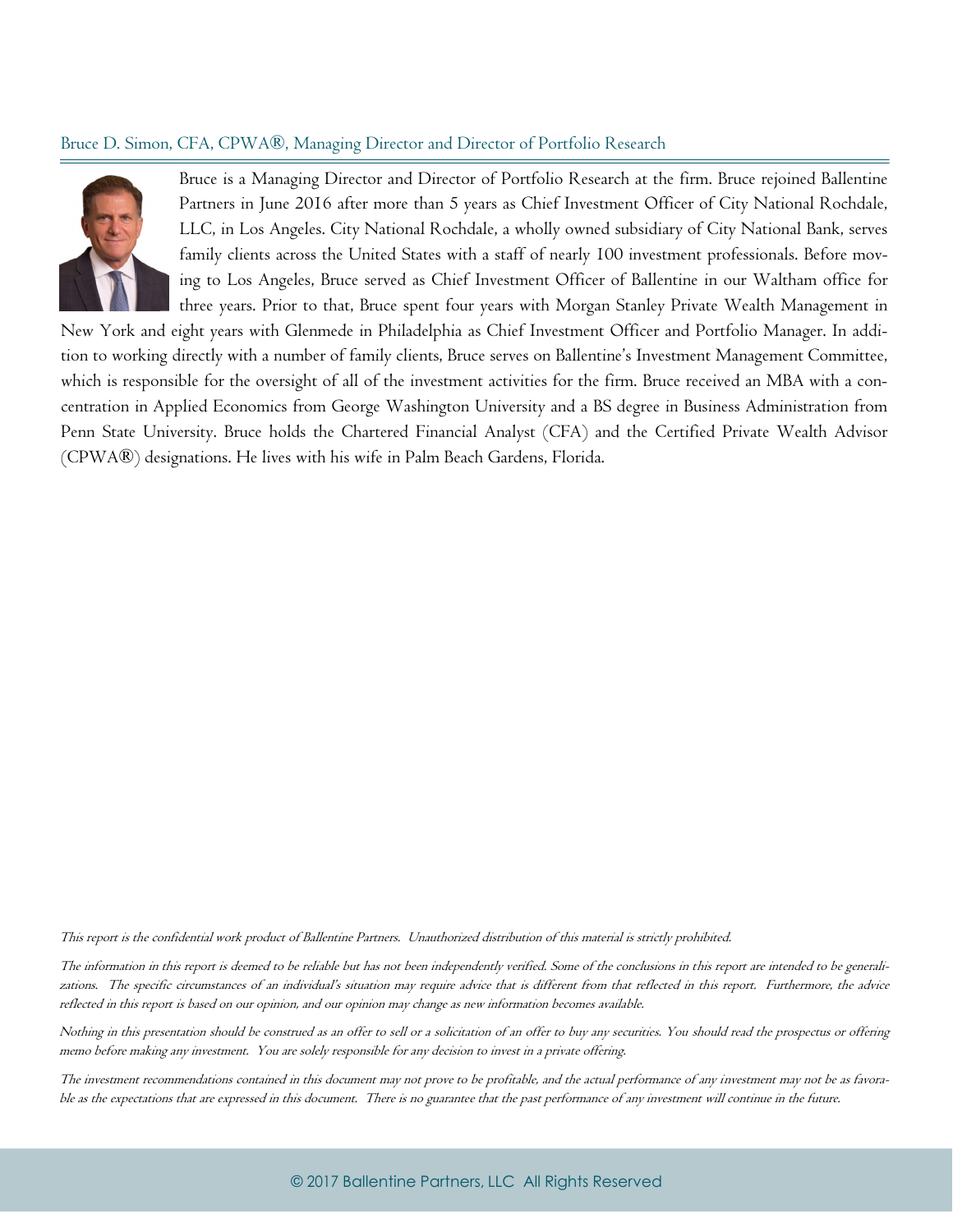## Bruce D. Simon, CFA, CPWA®, Managing Director and Director of Portfolio Research

Bruce is a Managing Director and Director of Portfolio Research at the firm. Bruce rejoined Ballentine Partners in June 2016 after more than 5 years as Chief Investment Officer of City National Rochdale, LLC, in Los Angeles. City National Rochdale, a wholly owned subsidiary of City National Bank, serves family clients across the United States with a staff of nearly 100 investment professionals. Before moving to Los Angeles, Bruce served as Chief Investment Officer of Ballentine in our Waltham office for three years. Prior to that, Bruce spent four years with Morgan Stanley Private Wealth Management in New York and eight years with Glenmede in Philadelphia as Chief Investment Officer and Portfolio Manager. In addition to working directly with a number of family clients, Bruce serves on Ballentine's Investment Management Committee, which is responsible for the oversight of all of the investment activities for the firm. Bruce received an MBA with a concentration in Applied Economics from George Washington University and a BS degree in Business Administration from Penn State University. Bruce holds the Chartered Financial Analyst (CFA) and the Certified Private Wealth Advisor (CPWA®) designations. He lives with his wife in Palm Beach Gardens, Florida.

*This report is the confidential work product of Ballentine Partners. Unauthorized distribution of this material is strictly prohibited.*

*The information in this report is deemed to be reliable but has not been independently verified. Some of the conclusions in this report are intended to be generalizations. The specific circumstances of an individual's situation may require advice that is different from that reflected in this report. Furthermore, the advice reflected in this report is based on our opinion, and our opinion may change as new information becomes available.*

*Nothing in this presentation should be construed as an offer to sell or a solicitation of an offer to buy any securities. You should read the prospectus or offering memo before making any investment. You are solely responsible for any decision to invest in a private offering.*

*The investment recommendations contained in this document may not prove to be profitable, and the actual performance of any investment may not be as favorable as the expectations that are expressed in this document. There is no guarantee that the past performance of any investment will continue in the future.*

© 2017 Ballentine Partners, LLC All Rights Reserved